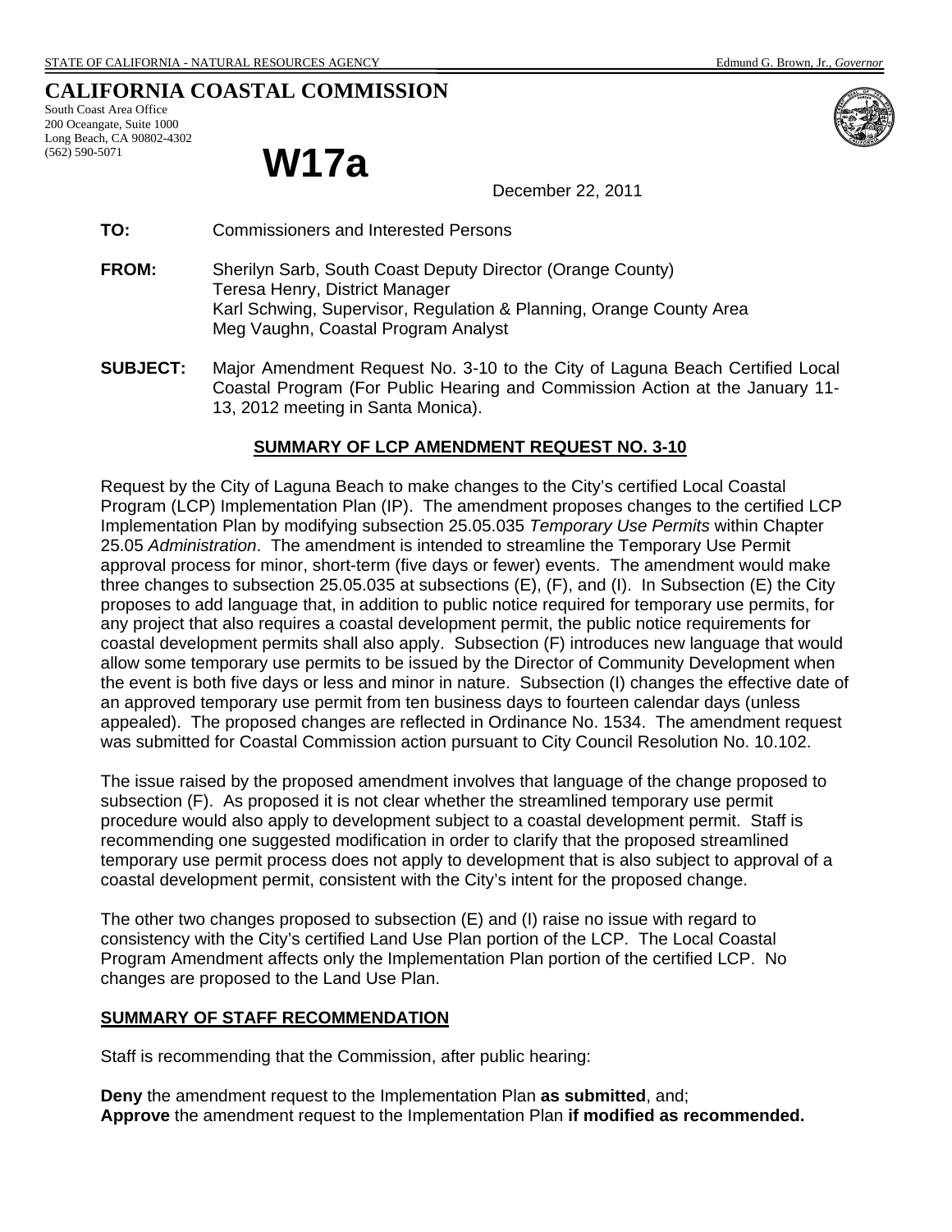STATE OF CALIFORNIA - NATURAL RESOURCES AGENCY Edmund G. Brown, Jr., *Governor*

# CALIFORNIA COASTAL COMMISSION

South Coast Area Office
200 Oceangate, Suite 1000
Long Beach, CA 90802-4302
(562) 590-5071

# W17a

December 22, 2011

**TO:** Commissioners and Interested Persons

**FROM:** Sherilyn Sarb, South Coast Deputy Director (Orange County)
Teresa Henry, District Manager
Karl Schwing, Supervisor, Regulation & Planning, Orange County Area
Meg Vaughn, Coastal Program Analyst

**SUBJECT:** Major Amendment Request No. 3-10 to the City of Laguna Beach Certified Local Coastal Program (For Public Hearing and Commission Action at the January 11-13, 2012 meeting in Santa Monica).

## SUMMARY OF LCP AMENDMENT REQUEST NO. 3-10

Request by the City of Laguna Beach to make changes to the City's certified Local Coastal Program (LCP) Implementation Plan (IP). The amendment proposes changes to the certified LCP Implementation Plan by modifying subsection 25.05.035 *Temporary Use Permits* within Chapter 25.05 *Administration*. The amendment is intended to streamline the Temporary Use Permit approval process for minor, short-term (five days or fewer) events. The amendment would make three changes to subsection 25.05.035 at subsections (E), (F), and (I). In Subsection (E) the City proposes to add language that, in addition to public notice required for temporary use permits, for any project that also requires a coastal development permit, the public notice requirements for coastal development permits shall also apply. Subsection (F) introduces new language that would allow some temporary use permits to be issued by the Director of Community Development when the event is both five days or less and minor in nature. Subsection (I) changes the effective date of an approved temporary use permit from ten business days to fourteen calendar days (unless appealed). The proposed changes are reflected in Ordinance No. 1534. The amendment request was submitted for Coastal Commission action pursuant to City Council Resolution No. 10.102.

The issue raised by the proposed amendment involves that language of the change proposed to subsection (F). As proposed it is not clear whether the streamlined temporary use permit procedure would also apply to development subject to a coastal development permit. Staff is recommending one suggested modification in order to clarify that the proposed streamlined temporary use permit process does not apply to development that is also subject to approval of a coastal development permit, consistent with the City's intent for the proposed change.

The other two changes proposed to subsection (E) and (I) raise no issue with regard to consistency with the City's certified Land Use Plan portion of the LCP. The Local Coastal Program Amendment affects only the Implementation Plan portion of the certified LCP. No changes are proposed to the Land Use Plan.

## SUMMARY OF STAFF RECOMMENDATION

Staff is recommending that the Commission, after public hearing:

**Deny** the amendment request to the Implementation Plan **as submitted**, and;
**Approve** the amendment request to the Implementation Plan **if modified as recommended.**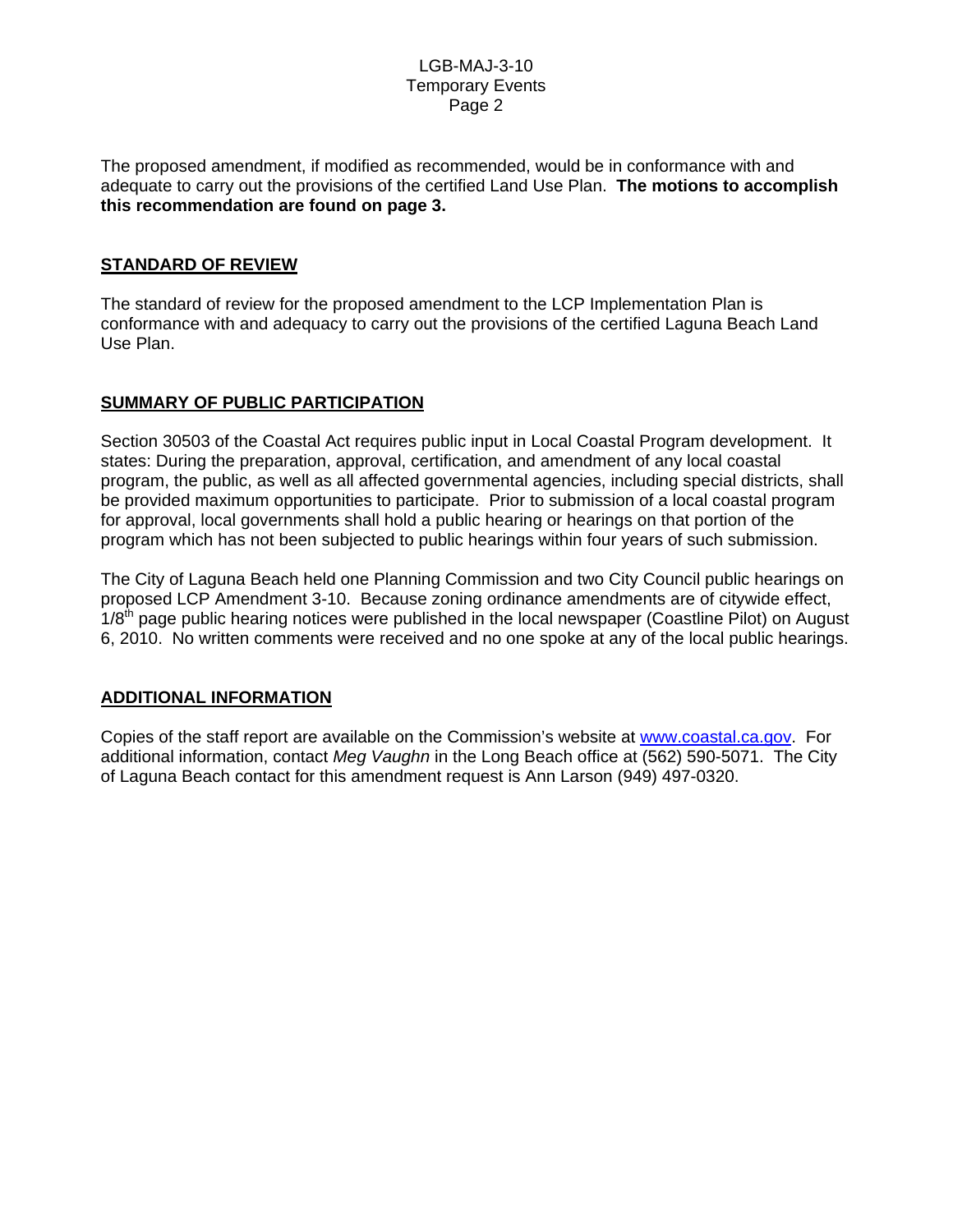The proposed amendment, if modified as recommended, would be in conformance with and adequate to carry out the provisions of the certified Land Use Plan. **The motions to accomplish this recommendation are found on page 3.**

## STANDARD OF REVIEW

The standard of review for the proposed amendment to the LCP Implementation Plan is conformance with and adequacy to carry out the provisions of the certified Laguna Beach Land Use Plan.

## SUMMARY OF PUBLIC PARTICIPATION

Section 30503 of the Coastal Act requires public input in Local Coastal Program development. It states: During the preparation, approval, certification, and amendment of any local coastal program, the public, as well as all affected governmental agencies, including special districts, shall be provided maximum opportunities to participate. Prior to submission of a local coastal program for approval, local governments shall hold a public hearing or hearings on that portion of the program which has not been subjected to public hearings within four years of such submission.

The City of Laguna Beach held one Planning Commission and two City Council public hearings on proposed LCP Amendment 3-10. Because zoning ordinance amendments are of citywide effect, 1/8th page public hearing notices were published in the local newspaper (Coastline Pilot) on August 6, 2010. No written comments were received and no one spoke at any of the local public hearings.

## ADDITIONAL INFORMATION

Copies of the staff report are available on the Commission's website at www.coastal.ca.gov. For additional information, contact *Meg Vaughn* in the Long Beach office at (562) 590-5071. The City of Laguna Beach contact for this amendment request is Ann Larson (949) 497-0320.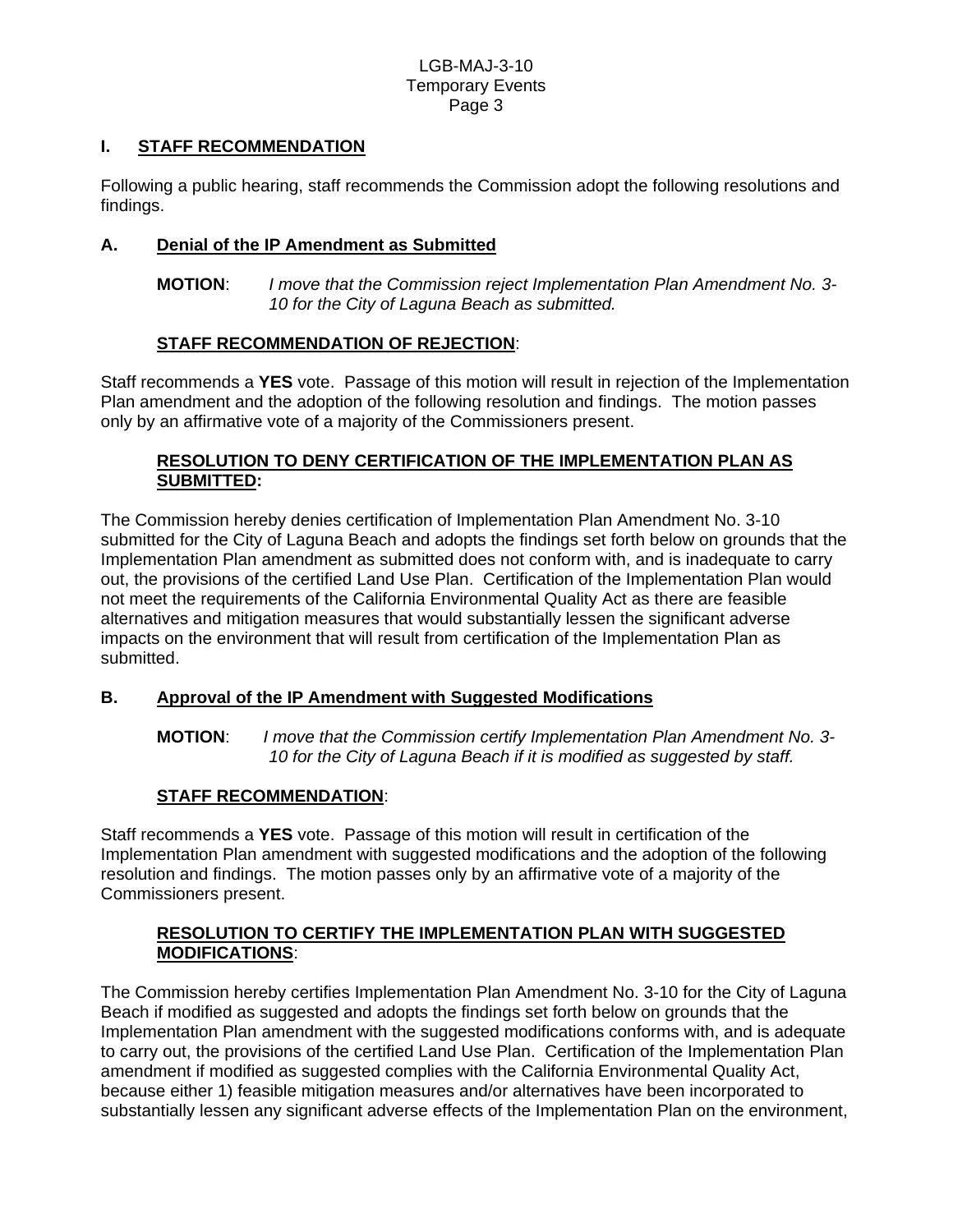## I. STAFF RECOMMENDATION

Following a public hearing, staff recommends the Commission adopt the following resolutions and findings.

### A. Denial of the IP Amendment as Submitted

**MOTION**: *I move that the Commission reject Implementation Plan Amendment No. 3-10 for the City of Laguna Beach as submitted.*

**STAFF RECOMMENDATION OF REJECTION**:

Staff recommends a **YES** vote. Passage of this motion will result in rejection of the Implementation Plan amendment and the adoption of the following resolution and findings. The motion passes only by an affirmative vote of a majority of the Commissioners present.

**RESOLUTION TO DENY CERTIFICATION OF THE IMPLEMENTATION PLAN AS SUBMITTED:**

The Commission hereby denies certification of Implementation Plan Amendment No. 3-10 submitted for the City of Laguna Beach and adopts the findings set forth below on grounds that the Implementation Plan amendment as submitted does not conform with, and is inadequate to carry out, the provisions of the certified Land Use Plan. Certification of the Implementation Plan would not meet the requirements of the California Environmental Quality Act as there are feasible alternatives and mitigation measures that would substantially lessen the significant adverse impacts on the environment that will result from certification of the Implementation Plan as submitted.

### B. Approval of the IP Amendment with Suggested Modifications

**MOTION**: *I move that the Commission certify Implementation Plan Amendment No. 3-10 for the City of Laguna Beach if it is modified as suggested by staff.*

**STAFF RECOMMENDATION**:

Staff recommends a **YES** vote. Passage of this motion will result in certification of the Implementation Plan amendment with suggested modifications and the adoption of the following resolution and findings. The motion passes only by an affirmative vote of a majority of the Commissioners present.

**RESOLUTION TO CERTIFY THE IMPLEMENTATION PLAN WITH SUGGESTED MODIFICATIONS**:

The Commission hereby certifies Implementation Plan Amendment No. 3-10 for the City of Laguna Beach if modified as suggested and adopts the findings set forth below on grounds that the Implementation Plan amendment with the suggested modifications conforms with, and is adequate to carry out, the provisions of the certified Land Use Plan. Certification of the Implementation Plan amendment if modified as suggested complies with the California Environmental Quality Act, because either 1) feasible mitigation measures and/or alternatives have been incorporated to substantially lessen any significant adverse effects of the Implementation Plan on the environment,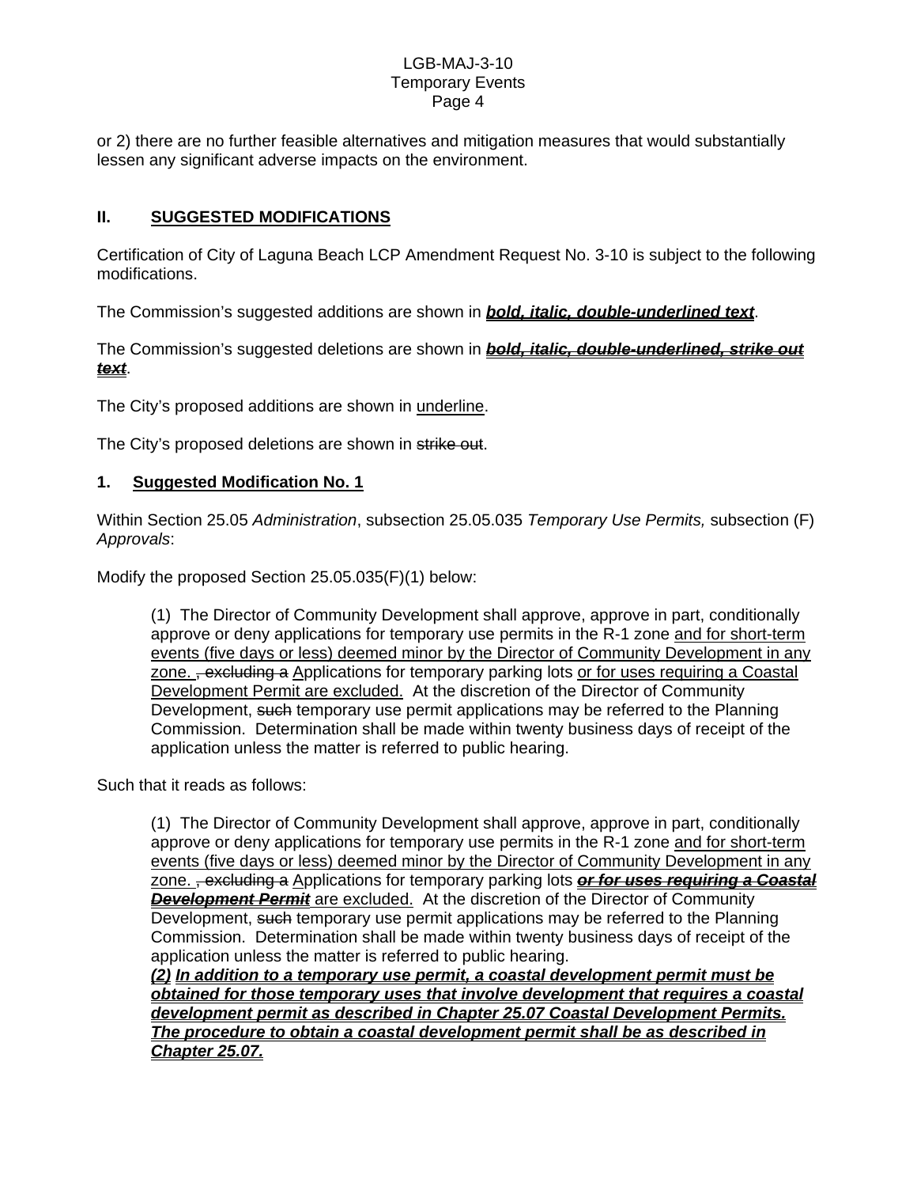or 2) there are no further feasible alternatives and mitigation measures that would substantially lessen any significant adverse impacts on the environment.

## II. <u>SUGGESTED MODIFICATIONS</u>

Certification of City of Laguna Beach LCP Amendment Request No. 3-10 is subject to the following modifications.

The Commission's suggested additions are shown in ***<u>bold, italic, double-underlined text</u>***.

The Commission's suggested deletions are shown in ***<u>~~bold, italic, double-underlined, strike out text~~</u>***.

The City's proposed additions are shown in <u>underline</u>.

The City's proposed deletions are shown in ~~strike out~~.

### 1. <u>Suggested Modification No. 1</u>

Within Section 25.05 *Administration*, subsection 25.05.035 *Temporary Use Permits,* subsection (F) *Approvals*:

Modify the proposed Section 25.05.035(F)(1) below:

> (1) The Director of Community Development shall approve, approve in part, conditionally approve or deny applications for temporary use permits in the R-1 zone <u>and for short-term events (five days or less) deemed minor by the Director of Community Development in any zone.</u> ~~, excluding a~~ <u>A</u>pplications for temporary parking lots <u>or for uses requiring a Coastal Development Permit are excluded.</u> At the discretion of the Director of Community Development, ~~such~~ temporary use permit applications may be referred to the Planning Commission. Determination shall be made within twenty business days of receipt of the application unless the matter is referred to public hearing.

Such that it reads as follows:

> (1) The Director of Community Development shall approve, approve in part, conditionally approve or deny applications for temporary use permits in the R-1 zone <u>and for short-term events (five days or less) deemed minor by the Director of Community Development in any zone.</u> ~~, excluding a~~ <u>A</u>pplications for temporary parking lots ***<u>~~or for uses requiring a Coastal Development Permit~~</u>*** <u>are excluded.</u> At the discretion of the Director of Community Development, ~~such~~ temporary use permit applications may be referred to the Planning Commission. Determination shall be made within twenty business days of receipt of the application unless the matter is referred to public hearing.
> ***<u>(2) In addition to a temporary use permit, a coastal development permit must be obtained for those temporary uses that involve development that requires a coastal development permit as described in Chapter 25.07 Coastal Development Permits. The procedure to obtain a coastal development permit shall be as described in Chapter 25.07.</u>***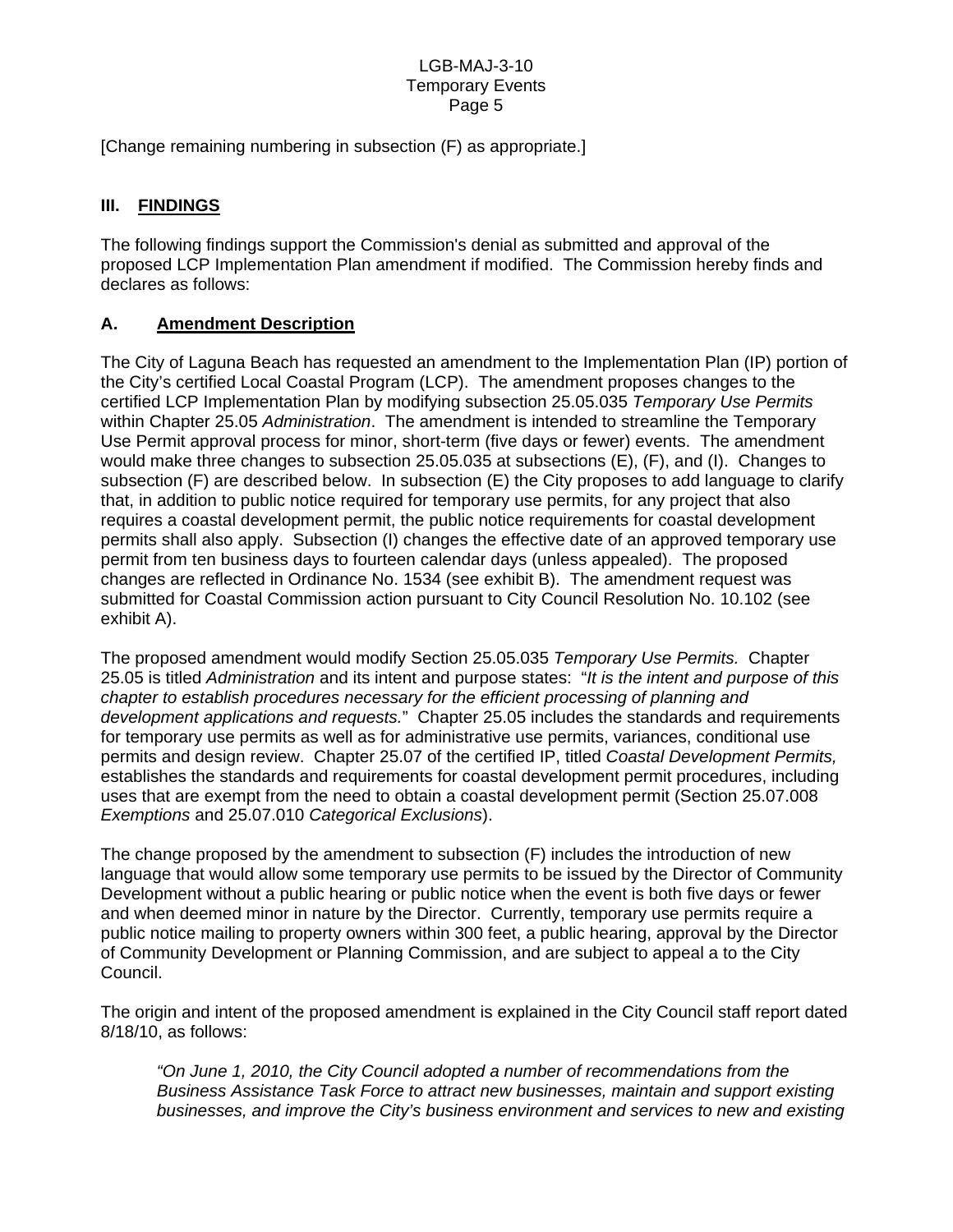[Change remaining numbering in subsection (F) as appropriate.]

## III. FINDINGS

The following findings support the Commission's denial as submitted and approval of the proposed LCP Implementation Plan amendment if modified. The Commission hereby finds and declares as follows:

### A. Amendment Description

The City of Laguna Beach has requested an amendment to the Implementation Plan (IP) portion of the City's certified Local Coastal Program (LCP). The amendment proposes changes to the certified LCP Implementation Plan by modifying subsection 25.05.035 *Temporary Use Permits* within Chapter 25.05 *Administration*. The amendment is intended to streamline the Temporary Use Permit approval process for minor, short-term (five days or fewer) events. The amendment would make three changes to subsection 25.05.035 at subsections (E), (F), and (I). Changes to subsection (F) are described below. In subsection (E) the City proposes to add language to clarify that, in addition to public notice required for temporary use permits, for any project that also requires a coastal development permit, the public notice requirements for coastal development permits shall also apply. Subsection (I) changes the effective date of an approved temporary use permit from ten business days to fourteen calendar days (unless appealed). The proposed changes are reflected in Ordinance No. 1534 (see exhibit B). The amendment request was submitted for Coastal Commission action pursuant to City Council Resolution No. 10.102 (see exhibit A).

The proposed amendment would modify Section 25.05.035 *Temporary Use Permits.* Chapter 25.05 is titled *Administration* and its intent and purpose states: "*It is the intent and purpose of this chapter to establish procedures necessary for the efficient processing of planning and development applications and requests.*" Chapter 25.05 includes the standards and requirements for temporary use permits as well as for administrative use permits, variances, conditional use permits and design review. Chapter 25.07 of the certified IP, titled *Coastal Development Permits,* establishes the standards and requirements for coastal development permit procedures, including uses that are exempt from the need to obtain a coastal development permit (Section 25.07.008 *Exemptions* and 25.07.010 *Categorical Exclusions*).

The change proposed by the amendment to subsection (F) includes the introduction of new language that would allow some temporary use permits to be issued by the Director of Community Development without a public hearing or public notice when the event is both five days or fewer and when deemed minor in nature by the Director. Currently, temporary use permits require a public notice mailing to property owners within 300 feet, a public hearing, approval by the Director of Community Development or Planning Commission, and are subject to appeal a to the City Council.

The origin and intent of the proposed amendment is explained in the City Council staff report dated 8/18/10, as follows:

> *"On June 1, 2010, the City Council adopted a number of recommendations from the Business Assistance Task Force to attract new businesses, maintain and support existing businesses, and improve the City's business environment and services to new and existing*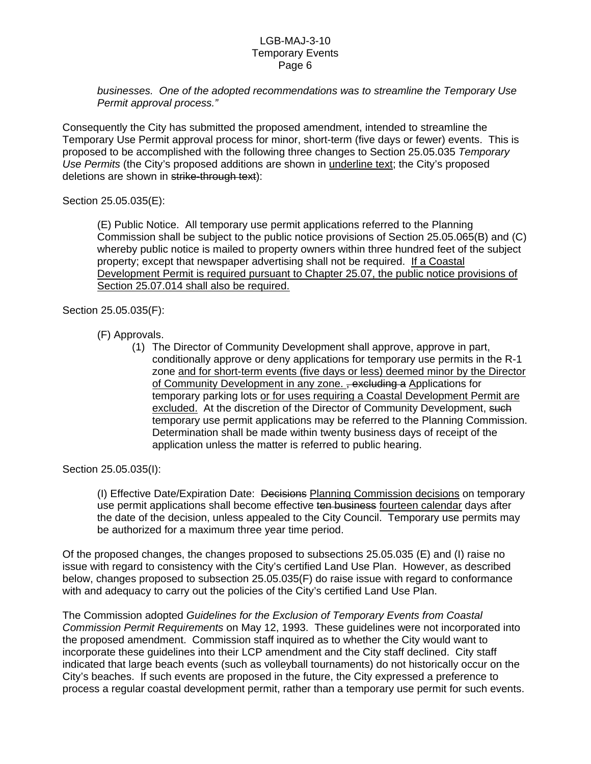*businesses. One of the adopted recommendations was to streamline the Temporary Use Permit approval process."*

Consequently the City has submitted the proposed amendment, intended to streamline the Temporary Use Permit approval process for minor, short-term (five days or fewer) events. This is proposed to be accomplished with the following three changes to Section 25.05.035 *Temporary Use Permits* (the City's proposed additions are shown in <u>underline text</u>; the City's proposed deletions are shown in ~~strike-through text~~):

Section 25.05.035(E):

> (E) Public Notice. All temporary use permit applications referred to the Planning Commission shall be subject to the public notice provisions of Section 25.05.065(B) and (C) whereby public notice is mailed to property owners within three hundred feet of the subject property; except that newspaper advertising shall not be required. <u>If a Coastal Development Permit is required pursuant to Chapter 25.07, the public notice provisions of Section 25.07.014 shall also be required.</u>

Section 25.05.035(F):

> (F) Approvals.
>
> (1) The Director of Community Development shall approve, approve in part, conditionally approve or deny applications for temporary use permits in the R-1 zone <u>and for short-term events (five days or less) deemed minor by the Director of Community Development in any zone.</u> ~~, excluding a~~ <u>A</u>pplications for temporary parking lots <u>or for uses requiring a Coastal Development Permit are excluded.</u> At the discretion of the Director of Community Development, ~~such~~ temporary use permit applications may be referred to the Planning Commission. Determination shall be made within twenty business days of receipt of the application unless the matter is referred to public hearing.

Section 25.05.035(I):

> (I) Effective Date/Expiration Date: ~~Decisions~~ <u>Planning Commission decisions</u> on temporary use permit applications shall become effective ~~ten business~~ <u>fourteen calendar</u> days after the date of the decision, unless appealed to the City Council. Temporary use permits may be authorized for a maximum three year time period.

Of the proposed changes, the changes proposed to subsections 25.05.035 (E) and (I) raise no issue with regard to consistency with the City's certified Land Use Plan. However, as described below, changes proposed to subsection 25.05.035(F) do raise issue with regard to conformance with and adequacy to carry out the policies of the City's certified Land Use Plan.

The Commission adopted *Guidelines for the Exclusion of Temporary Events from Coastal Commission Permit Requirements* on May 12, 1993. These guidelines were not incorporated into the proposed amendment. Commission staff inquired as to whether the City would want to incorporate these guidelines into their LCP amendment and the City staff declined. City staff indicated that large beach events (such as volleyball tournaments) do not historically occur on the City's beaches. If such events are proposed in the future, the City expressed a preference to process a regular coastal development permit, rather than a temporary use permit for such events.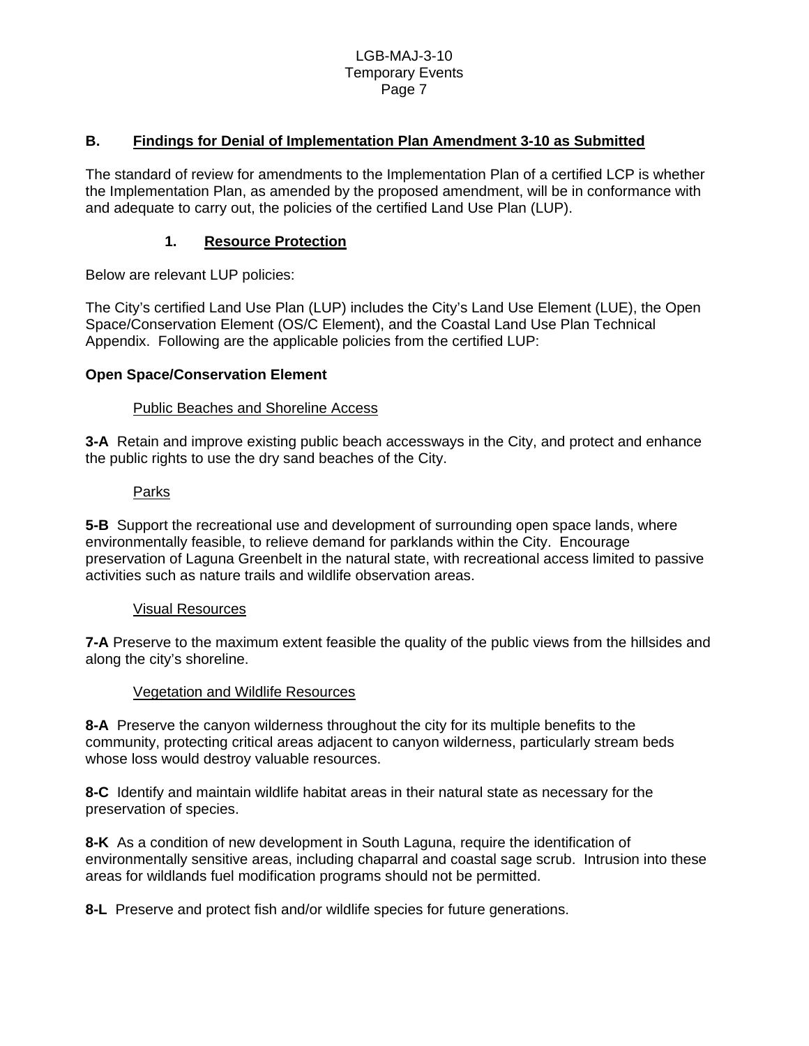## B. Findings for Denial of Implementation Plan Amendment 3-10 as Submitted

The standard of review for amendments to the Implementation Plan of a certified LCP is whether the Implementation Plan, as amended by the proposed amendment, will be in conformance with and adequate to carry out, the policies of the certified Land Use Plan (LUP).

### 1. Resource Protection

Below are relevant LUP policies:

The City's certified Land Use Plan (LUP) includes the City's Land Use Element (LUE), the Open Space/Conservation Element (OS/C Element), and the Coastal Land Use Plan Technical Appendix. Following are the applicable policies from the certified LUP:

**Open Space/Conservation Element**

Public Beaches and Shoreline Access

**3-A** Retain and improve existing public beach accessways in the City, and protect and enhance the public rights to use the dry sand beaches of the City.

Parks

**5-B** Support the recreational use and development of surrounding open space lands, where environmentally feasible, to relieve demand for parklands within the City. Encourage preservation of Laguna Greenbelt in the natural state, with recreational access limited to passive activities such as nature trails and wildlife observation areas.

Visual Resources

**7-A** Preserve to the maximum extent feasible the quality of the public views from the hillsides and along the city's shoreline.

Vegetation and Wildlife Resources

**8-A** Preserve the canyon wilderness throughout the city for its multiple benefits to the community, protecting critical areas adjacent to canyon wilderness, particularly stream beds whose loss would destroy valuable resources.

**8-C** Identify and maintain wildlife habitat areas in their natural state as necessary for the preservation of species.

**8-K** As a condition of new development in South Laguna, require the identification of environmentally sensitive areas, including chaparral and coastal sage scrub. Intrusion into these areas for wildlands fuel modification programs should not be permitted.

**8-L** Preserve and protect fish and/or wildlife species for future generations.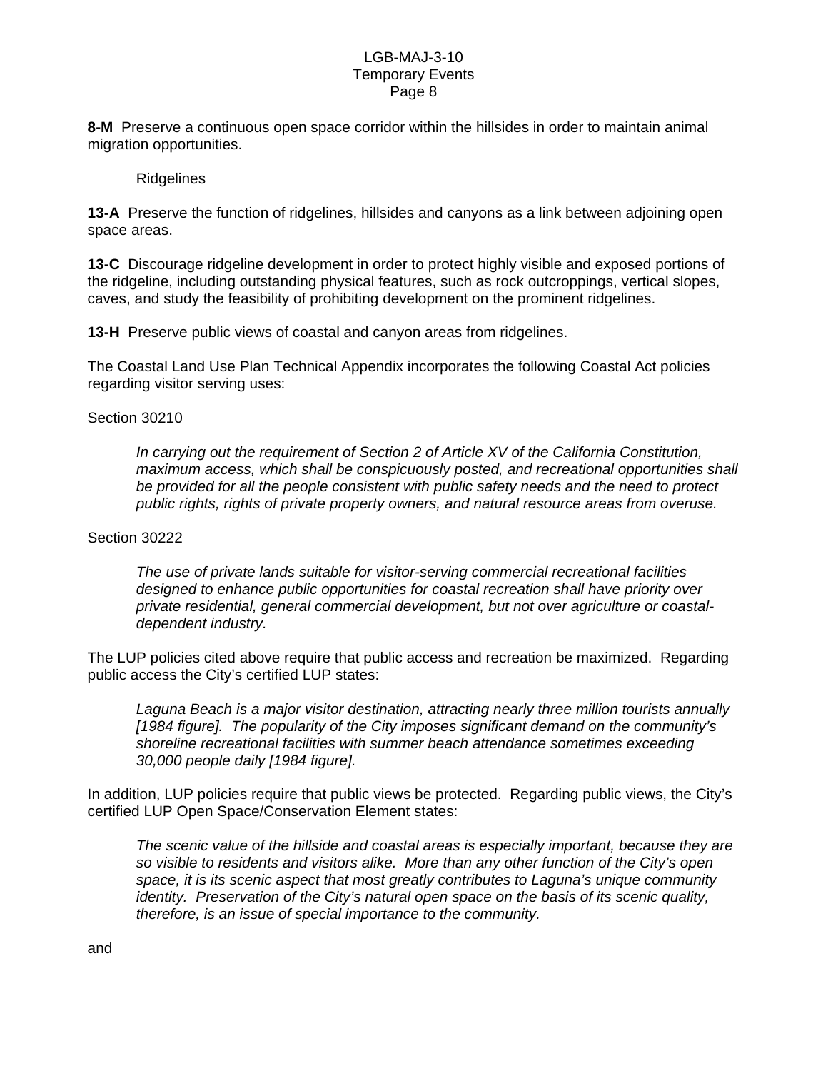**8-M** Preserve a continuous open space corridor within the hillsides in order to maintain animal migration opportunities.

Ridgelines

**13-A** Preserve the function of ridgelines, hillsides and canyons as a link between adjoining open space areas.

**13-C** Discourage ridgeline development in order to protect highly visible and exposed portions of the ridgeline, including outstanding physical features, such as rock outcroppings, vertical slopes, caves, and study the feasibility of prohibiting development on the prominent ridgelines.

**13-H** Preserve public views of coastal and canyon areas from ridgelines.

The Coastal Land Use Plan Technical Appendix incorporates the following Coastal Act policies regarding visitor serving uses:

Section 30210

> *In carrying out the requirement of Section 2 of Article XV of the California Constitution, maximum access, which shall be conspicuously posted, and recreational opportunities shall be provided for all the people consistent with public safety needs and the need to protect public rights, rights of private property owners, and natural resource areas from overuse.*

Section 30222

> *The use of private lands suitable for visitor-serving commercial recreational facilities designed to enhance public opportunities for coastal recreation shall have priority over private residential, general commercial development, but not over agriculture or coastal-dependent industry.*

The LUP policies cited above require that public access and recreation be maximized. Regarding public access the City's certified LUP states:

> *Laguna Beach is a major visitor destination, attracting nearly three million tourists annually [1984 figure]. The popularity of the City imposes significant demand on the community's shoreline recreational facilities with summer beach attendance sometimes exceeding 30,000 people daily [1984 figure].*

In addition, LUP policies require that public views be protected. Regarding public views, the City's certified LUP Open Space/Conservation Element states:

> *The scenic value of the hillside and coastal areas is especially important, because they are so visible to residents and visitors alike. More than any other function of the City's open space, it is its scenic aspect that most greatly contributes to Laguna's unique community identity. Preservation of the City's natural open space on the basis of its scenic quality, therefore, is an issue of special importance to the community.*

and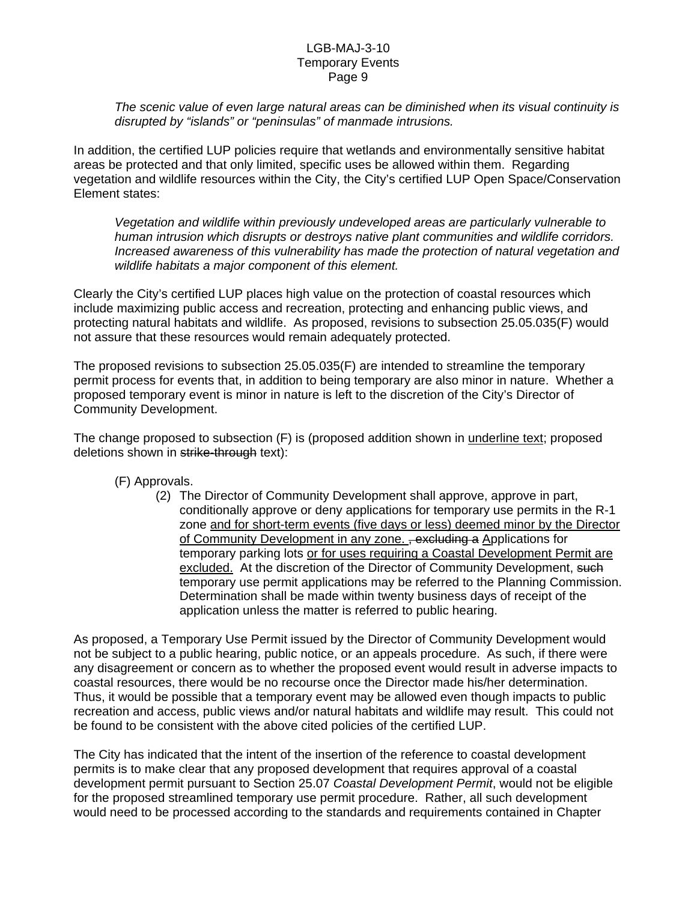*The scenic value of even large natural areas can be diminished when its visual continuity is disrupted by "islands" or "peninsulas" of manmade intrusions.*

In addition, the certified LUP policies require that wetlands and environmentally sensitive habitat areas be protected and that only limited, specific uses be allowed within them. Regarding vegetation and wildlife resources within the City, the City's certified LUP Open Space/Conservation Element states:

> *Vegetation and wildlife within previously undeveloped areas are particularly vulnerable to human intrusion which disrupts or destroys native plant communities and wildlife corridors. Increased awareness of this vulnerability has made the protection of natural vegetation and wildlife habitats a major component of this element.*

Clearly the City's certified LUP places high value on the protection of coastal resources which include maximizing public access and recreation, protecting and enhancing public views, and protecting natural habitats and wildlife. As proposed, revisions to subsection 25.05.035(F) would not assure that these resources would remain adequately protected.

The proposed revisions to subsection 25.05.035(F) are intended to streamline the temporary permit process for events that, in addition to being temporary are also minor in nature. Whether a proposed temporary event is minor in nature is left to the discretion of the City's Director of Community Development.

The change proposed to subsection (F) is (proposed addition shown in <u>underline text</u>; proposed deletions shown in ~~strike-through~~ text):

(F) Approvals.

(2) The Director of Community Development shall approve, approve in part, conditionally approve or deny applications for temporary use permits in the R-1 zone <u>and for short-term events (five days or less) deemed minor by the Director of Community Development in any zone.</u> ~~, excluding a~~ <u>A</u>pplications for temporary parking lots <u>or for uses requiring a Coastal Development Permit are excluded.</u> At the discretion of the Director of Community Development, ~~such~~ temporary use permit applications may be referred to the Planning Commission. Determination shall be made within twenty business days of receipt of the application unless the matter is referred to public hearing.

As proposed, a Temporary Use Permit issued by the Director of Community Development would not be subject to a public hearing, public notice, or an appeals procedure. As such, if there were any disagreement or concern as to whether the proposed event would result in adverse impacts to coastal resources, there would be no recourse once the Director made his/her determination. Thus, it would be possible that a temporary event may be allowed even though impacts to public recreation and access, public views and/or natural habitats and wildlife may result. This could not be found to be consistent with the above cited policies of the certified LUP.

The City has indicated that the intent of the insertion of the reference to coastal development permits is to make clear that any proposed development that requires approval of a coastal development permit pursuant to Section 25.07 *Coastal Development Permit*, would not be eligible for the proposed streamlined temporary use permit procedure. Rather, all such development would need to be processed according to the standards and requirements contained in Chapter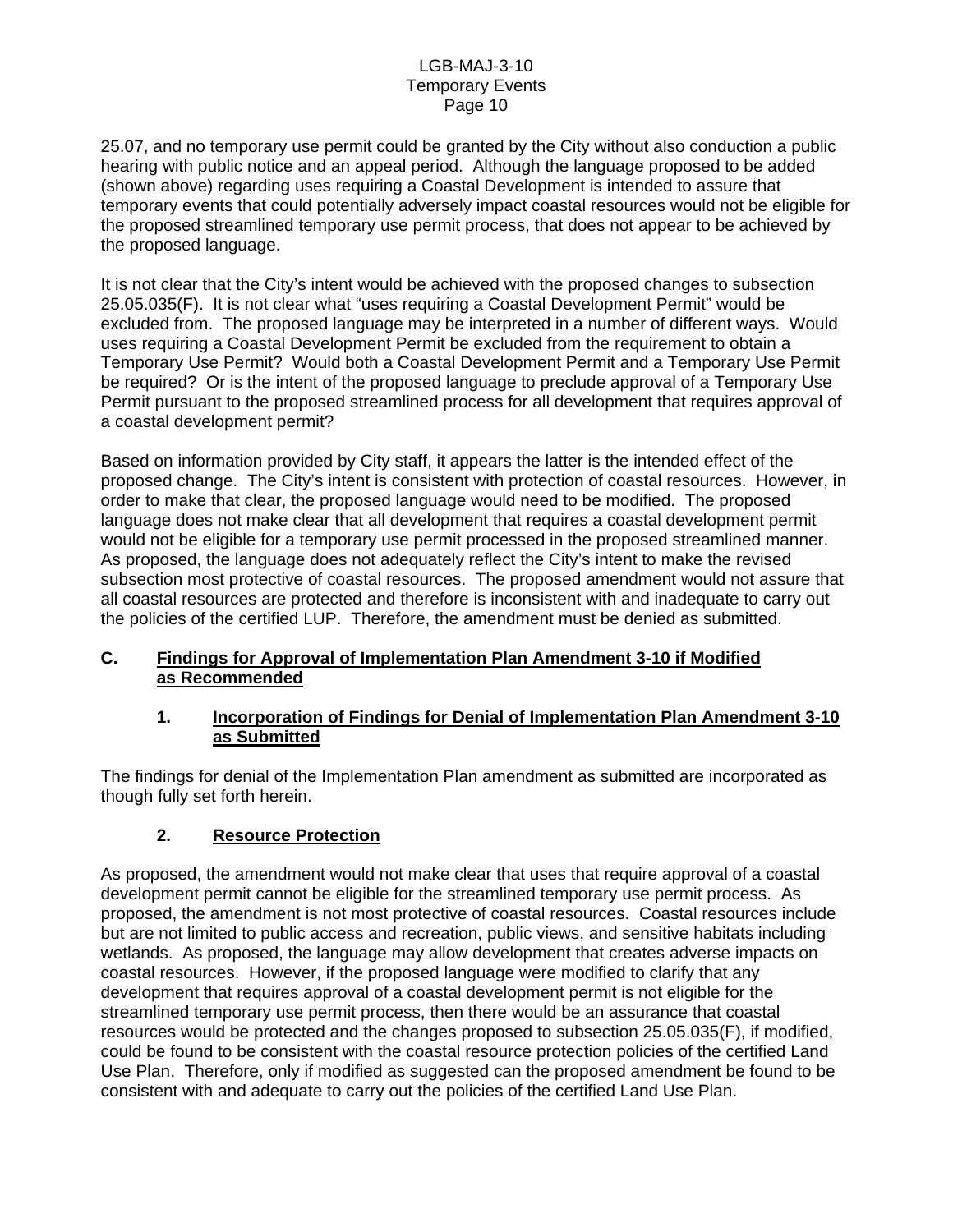25.07, and no temporary use permit could be granted by the City without also conduction a public hearing with public notice and an appeal period. Although the language proposed to be added (shown above) regarding uses requiring a Coastal Development is intended to assure that temporary events that could potentially adversely impact coastal resources would not be eligible for the proposed streamlined temporary use permit process, that does not appear to be achieved by the proposed language.

It is not clear that the City's intent would be achieved with the proposed changes to subsection 25.05.035(F). It is not clear what "uses requiring a Coastal Development Permit" would be excluded from. The proposed language may be interpreted in a number of different ways. Would uses requiring a Coastal Development Permit be excluded from the requirement to obtain a Temporary Use Permit? Would both a Coastal Development Permit and a Temporary Use Permit be required? Or is the intent of the proposed language to preclude approval of a Temporary Use Permit pursuant to the proposed streamlined process for all development that requires approval of a coastal development permit?

Based on information provided by City staff, it appears the latter is the intended effect of the proposed change. The City's intent is consistent with protection of coastal resources. However, in order to make that clear, the proposed language would need to be modified. The proposed language does not make clear that all development that requires a coastal development permit would not be eligible for a temporary use permit processed in the proposed streamlined manner. As proposed, the language does not adequately reflect the City's intent to make the revised subsection most protective of coastal resources. The proposed amendment would not assure that all coastal resources are protected and therefore is inconsistent with and inadequate to carry out the policies of the certified LUP. Therefore, the amendment must be denied as submitted.

## C. Findings for Approval of Implementation Plan Amendment 3-10 if Modified as Recommended

### 1. Incorporation of Findings for Denial of Implementation Plan Amendment 3-10 as Submitted

The findings for denial of the Implementation Plan amendment as submitted are incorporated as though fully set forth herein.

### 2. Resource Protection

As proposed, the amendment would not make clear that uses that require approval of a coastal development permit cannot be eligible for the streamlined temporary use permit process. As proposed, the amendment is not most protective of coastal resources. Coastal resources include but are not limited to public access and recreation, public views, and sensitive habitats including wetlands. As proposed, the language may allow development that creates adverse impacts on coastal resources. However, if the proposed language were modified to clarify that any development that requires approval of a coastal development permit is not eligible for the streamlined temporary use permit process, then there would be an assurance that coastal resources would be protected and the changes proposed to subsection 25.05.035(F), if modified, could be found to be consistent with the coastal resource protection policies of the certified Land Use Plan. Therefore, only if modified as suggested can the proposed amendment be found to be consistent with and adequate to carry out the policies of the certified Land Use Plan.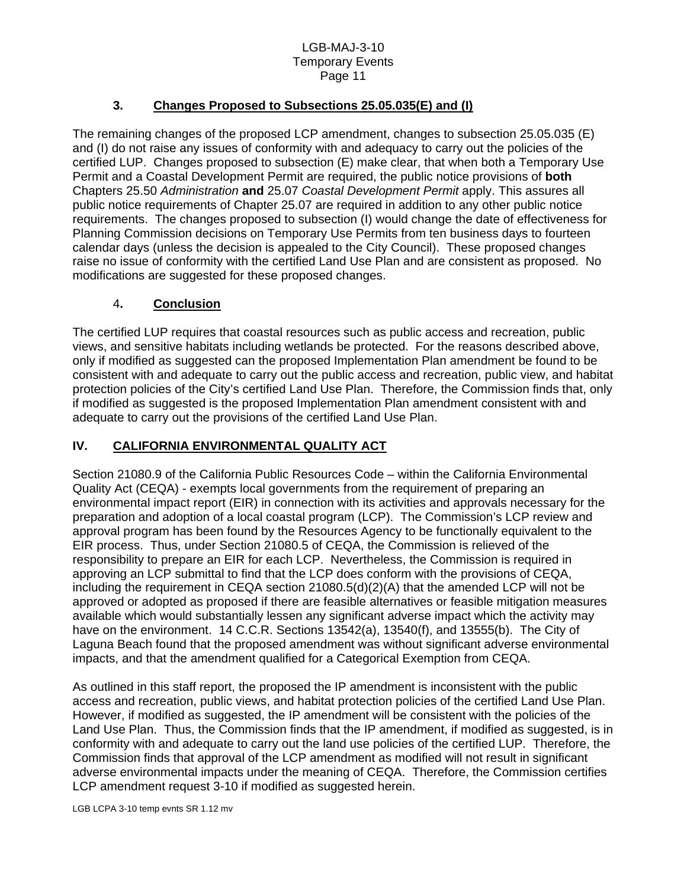### 3. **Changes Proposed to Subsections 25.05.035(E) and (I)**

The remaining changes of the proposed LCP amendment, changes to subsection 25.05.035 (E) and (I) do not raise any issues of conformity with and adequacy to carry out the policies of the certified LUP. Changes proposed to subsection (E) make clear, that when both a Temporary Use Permit and a Coastal Development Permit are required, the public notice provisions of **both** Chapters 25.50 *Administration* **and** 25.07 *Coastal Development Permit* apply. This assures all public notice requirements of Chapter 25.07 are required in addition to any other public notice requirements. The changes proposed to subsection (I) would change the date of effectiveness for Planning Commission decisions on Temporary Use Permits from ten business days to fourteen calendar days (unless the decision is appealed to the City Council). These proposed changes raise no issue of conformity with the certified Land Use Plan and are consistent as proposed. No modifications are suggested for these proposed changes.

### 4**.** **Conclusion**

The certified LUP requires that coastal resources such as public access and recreation, public views, and sensitive habitats including wetlands be protected. For the reasons described above, only if modified as suggested can the proposed Implementation Plan amendment be found to be consistent with and adequate to carry out the public access and recreation, public view, and habitat protection policies of the City's certified Land Use Plan. Therefore, the Commission finds that, only if modified as suggested is the proposed Implementation Plan amendment consistent with and adequate to carry out the provisions of the certified Land Use Plan.

## IV. **CALIFORNIA ENVIRONMENTAL QUALITY ACT**

Section 21080.9 of the California Public Resources Code – within the California Environmental Quality Act (CEQA) - exempts local governments from the requirement of preparing an environmental impact report (EIR) in connection with its activities and approvals necessary for the preparation and adoption of a local coastal program (LCP). The Commission's LCP review and approval program has been found by the Resources Agency to be functionally equivalent to the EIR process. Thus, under Section 21080.5 of CEQA, the Commission is relieved of the responsibility to prepare an EIR for each LCP. Nevertheless, the Commission is required in approving an LCP submittal to find that the LCP does conform with the provisions of CEQA, including the requirement in CEQA section 21080.5(d)(2)(A) that the amended LCP will not be approved or adopted as proposed if there are feasible alternatives or feasible mitigation measures available which would substantially lessen any significant adverse impact which the activity may have on the environment. 14 C.C.R. Sections 13542(a), 13540(f), and 13555(b). The City of Laguna Beach found that the proposed amendment was without significant adverse environmental impacts, and that the amendment qualified for a Categorical Exemption from CEQA.

As outlined in this staff report, the proposed the IP amendment is inconsistent with the public access and recreation, public views, and habitat protection policies of the certified Land Use Plan. However, if modified as suggested, the IP amendment will be consistent with the policies of the Land Use Plan. Thus, the Commission finds that the IP amendment, if modified as suggested, is in conformity with and adequate to carry out the land use policies of the certified LUP. Therefore, the Commission finds that approval of the LCP amendment as modified will not result in significant adverse environmental impacts under the meaning of CEQA. Therefore, the Commission certifies LCP amendment request 3-10 if modified as suggested herein.

LGB LCPA 3-10 temp evnts SR 1.12 mv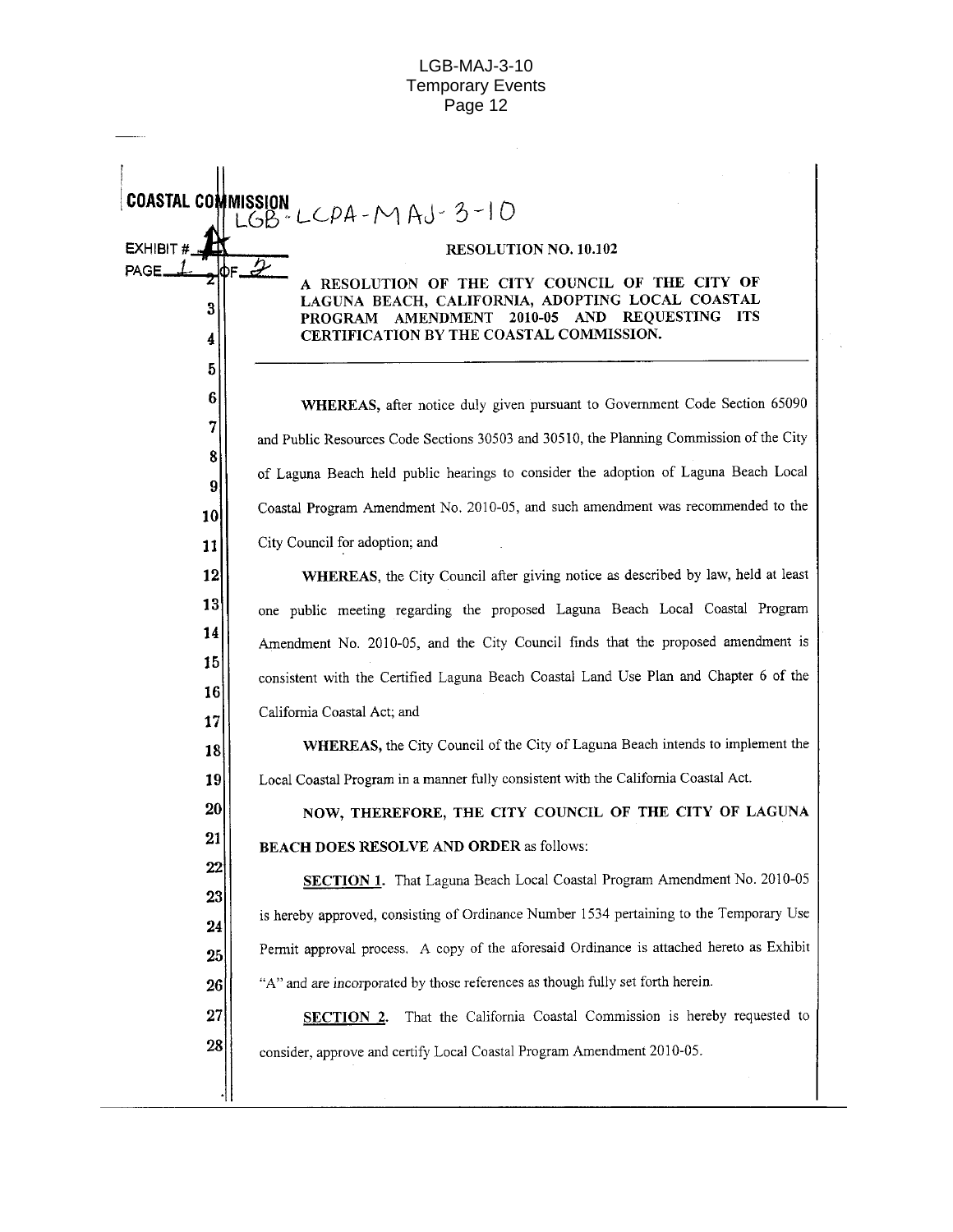COASTAL COMMISSION LGB-LCPA-MAJ-3-10

EXHIBIT # 4
PAGE 1 OF 2

**RESOLUTION NO. 10.102**

**A RESOLUTION OF THE CITY COUNCIL OF THE CITY OF LAGUNA BEACH, CALIFORNIA, ADOPTING LOCAL COASTAL PROGRAM AMENDMENT 2010-05 AND REQUESTING ITS CERTIFICATION BY THE COASTAL COMMISSION.**

---

**WHEREAS,** after notice duly given pursuant to Government Code Section 65090 and Public Resources Code Sections 30503 and 30510, the Planning Commission of the City of Laguna Beach held public hearings to consider the adoption of Laguna Beach Local Coastal Program Amendment No. 2010-05, and such amendment was recommended to the City Council for adoption; and

**WHEREAS,** the City Council after giving notice as described by law, held at least one public meeting regarding the proposed Laguna Beach Local Coastal Program Amendment No. 2010-05, and the City Council finds that the proposed amendment is consistent with the Certified Laguna Beach Coastal Land Use Plan and Chapter 6 of the California Coastal Act; and

**WHEREAS,** the City Council of the City of Laguna Beach intends to implement the Local Coastal Program in a manner fully consistent with the California Coastal Act.

**NOW, THEREFORE, THE CITY COUNCIL OF THE CITY OF LAGUNA BEACH DOES RESOLVE AND ORDER** as follows:

**SECTION 1.** That Laguna Beach Local Coastal Program Amendment No. 2010-05 is hereby approved, consisting of Ordinance Number 1534 pertaining to the Temporary Use Permit approval process. A copy of the aforesaid Ordinance is attached hereto as Exhibit "A" and are incorporated by those references as though fully set forth herein.

**SECTION 2.** That the California Coastal Commission is hereby requested to consider, approve and certify Local Coastal Program Amendment 2010-05.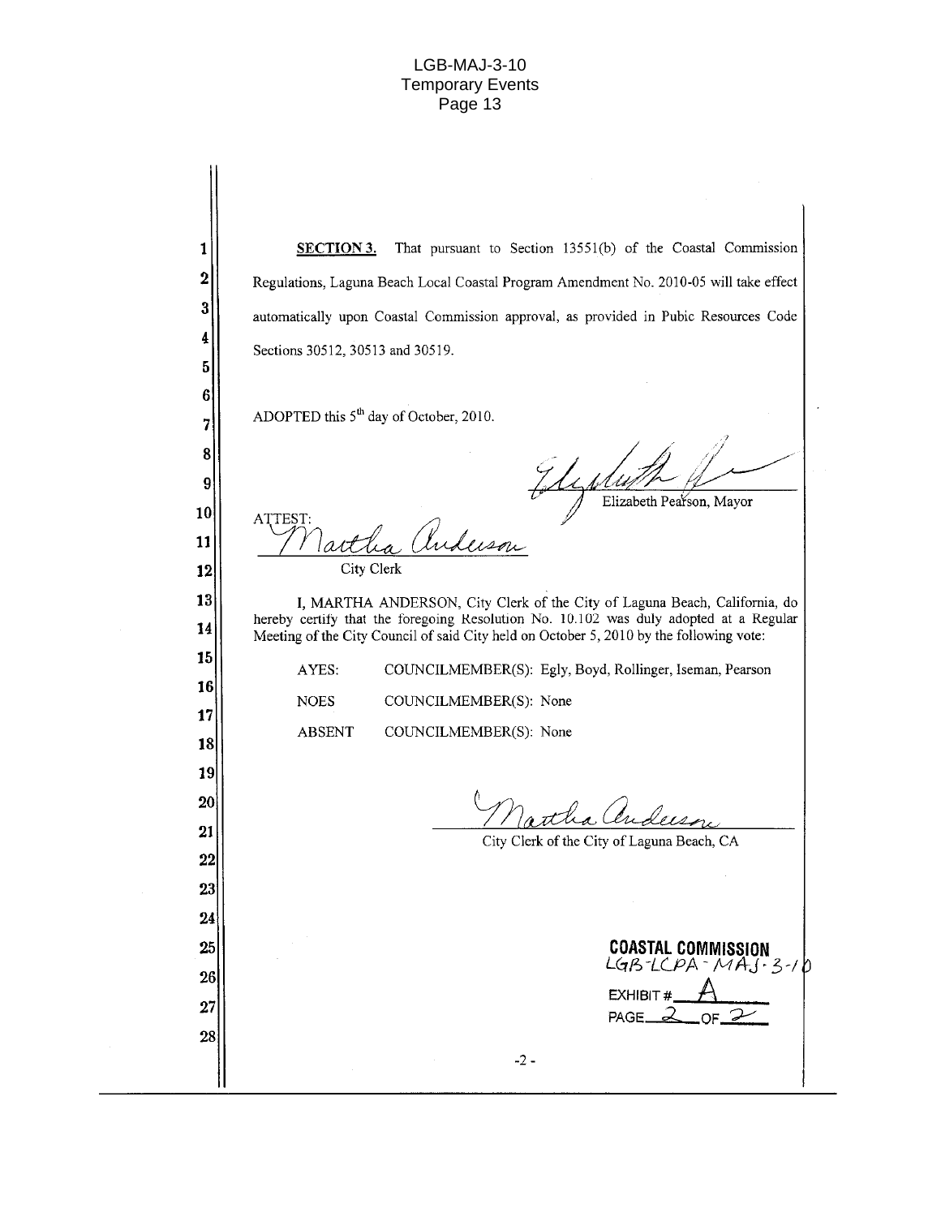**SECTION 3.** That pursuant to Section 13551(b) of the Coastal Commission Regulations, Laguna Beach Local Coastal Program Amendment No. 2010-05 will take effect automatically upon Coastal Commission approval, as provided in Pubic Resources Code Sections 30512, 30513 and 30519.

ADOPTED this 5th day of October, 2010.

Elizabeth Pearson, Mayor

ATTEST:

City Clerk

I, MARTHA ANDERSON, City Clerk of the City of Laguna Beach, California, do hereby certify that the foregoing Resolution No. 10.102 was duly adopted at a Regular Meeting of the City Council of said City held on October 5, 2010 by the following vote:

AYES: COUNCILMEMBER(S): Egly, Boyd, Rollinger, Iseman, Pearson

NOES COUNCILMEMBER(S): None

ABSENT COUNCILMEMBER(S): None

City Clerk of the City of Laguna Beach, CA

COASTAL COMMISSION
LGB-LCPA-MAJ-3-10

EXHIBIT # A

PAGE 2 OF 2

-2-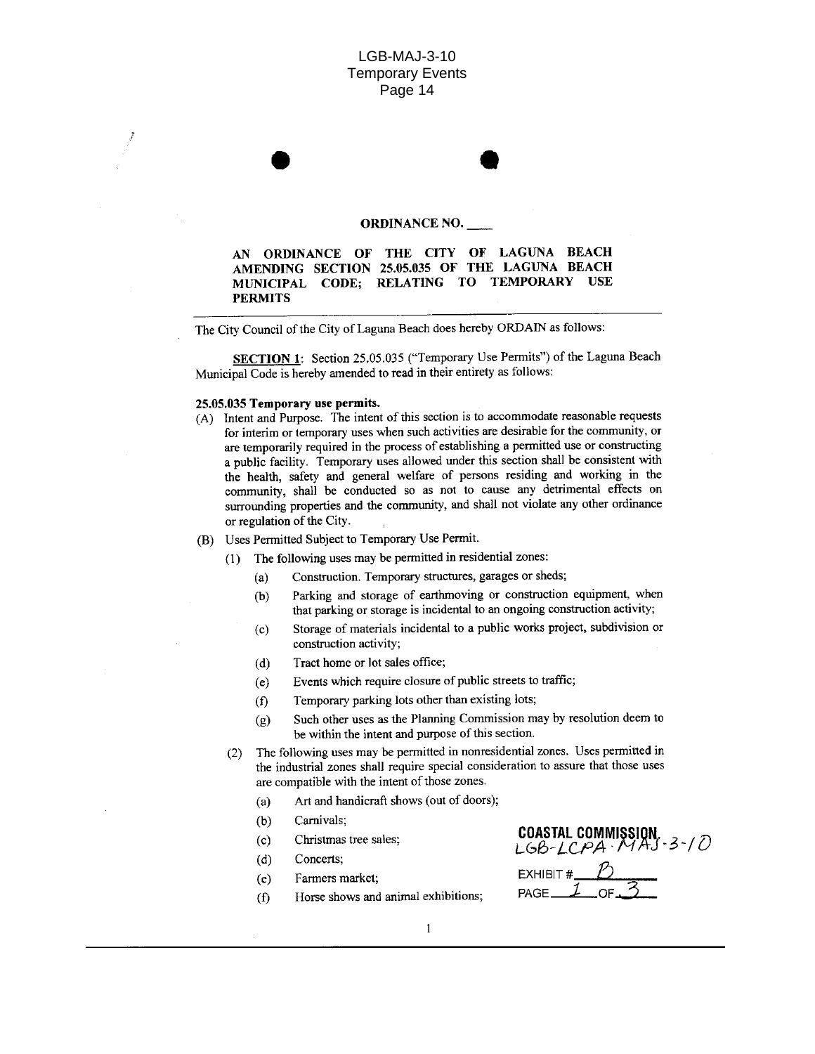**ORDINANCE NO. \_\_\_\_**

**AN ORDINANCE OF THE CITY OF LAGUNA BEACH AMENDING SECTION 25.05.035 OF THE LAGUNA BEACH MUNICIPAL CODE; RELATING TO TEMPORARY USE PERMITS**

The City Council of the City of Laguna Beach does hereby ORDAIN as follows:

**SECTION 1**: Section 25.05.035 ("Temporary Use Permits") of the Laguna Beach Municipal Code is hereby amended to read in their entirety as follows:

**25.05.035 Temporary use permits.**

(A) Intent and Purpose. The intent of this section is to accommodate reasonable requests for interim or temporary uses when such activities are desirable for the community, or are temporarily required in the process of establishing a permitted use or constructing a public facility. Temporary uses allowed under this section shall be consistent with the health, safety and general welfare of persons residing and working in the community, shall be conducted so as not to cause any detrimental effects on surrounding properties and the community, and shall not violate any other ordinance or regulation of the City.

(B) Uses Permitted Subject to Temporary Use Permit.

(1) The following uses may be permitted in residential zones:

(a) Construction. Temporary structures, garages or sheds;

(b) Parking and storage of earthmoving or construction equipment, when that parking or storage is incidental to an ongoing construction activity;

(c) Storage of materials incidental to a public works project, subdivision or construction activity;

(d) Tract home or lot sales office;

(e) Events which require closure of public streets to traffic;

(f) Temporary parking lots other than existing lots;

(g) Such other uses as the Planning Commission may by resolution deem to be within the intent and purpose of this section.

(2) The following uses may be permitted in nonresidential zones. Uses permitted in the industrial zones shall require special consideration to assure that those uses are compatible with the intent of those zones.

(a) Art and handicraft shows (out of doors);

(b) Carnivals;

(c) Christmas tree sales;

(d) Concerts;

(e) Farmers market;

(f) Horse shows and animal exhibitions;

COASTAL COMMISSION LGB-LCPA-MAJ-3-10
EXHIBIT # B
PAGE 1 OF 3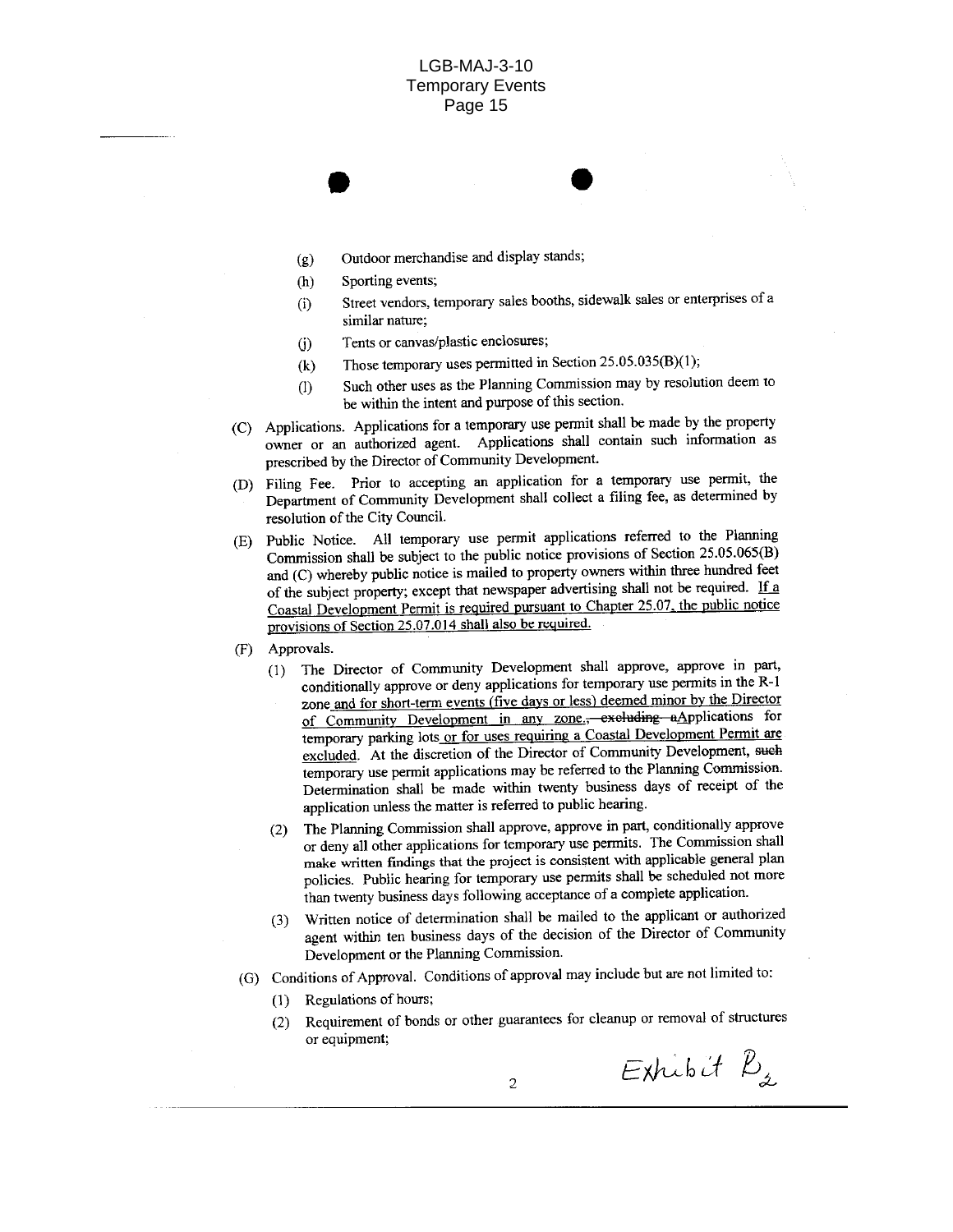(g) Outdoor merchandise and display stands;

(h) Sporting events;

(i) Street vendors, temporary sales booths, sidewalk sales or enterprises of a similar nature;

(j) Tents or canvas/plastic enclosures;

(k) Those temporary uses permitted in Section 25.05.035(B)(1);

(l) Such other uses as the Planning Commission may by resolution deem to be within the intent and purpose of this section.

(C) Applications. Applications for a temporary use permit shall be made by the property owner or an authorized agent. Applications shall contain such information as prescribed by the Director of Community Development.

(D) Filing Fee. Prior to accepting an application for a temporary use permit, the Department of Community Development shall collect a filing fee, as determined by resolution of the City Council.

(E) Public Notice. All temporary use permit applications referred to the Planning Commission shall be subject to the public notice provisions of Section 25.05.065(B) and (C) whereby public notice is mailed to property owners within three hundred feet of the subject property; except that newspaper advertising shall not be required. <u>If a Coastal Development Permit is required pursuant to Chapter 25.07, the public notice provisions of Section 25.07.014 shall also be required.</u>

(F) Approvals.

(1) The Director of Community Development shall approve, approve in part, conditionally approve or deny applications for temporary use permits in the R-1 zone <u>and for short-term events (five days or less) deemed minor by the Director of Community Development in any zone.</u>~~, excluding a~~<u>A</u>pplications for temporary parking lots <u>or for uses requiring a Coastal Development Permit are excluded</u>. At the discretion of the Director of Community Development, ~~such~~ temporary use permit applications may be referred to the Planning Commission. Determination shall be made within twenty business days of receipt of the application unless the matter is referred to public hearing.

(2) The Planning Commission shall approve, approve in part, conditionally approve or deny all other applications for temporary use permits. The Commission shall make written findings that the project is consistent with applicable general plan policies. Public hearing for temporary use permits shall be scheduled not more than twenty business days following acceptance of a complete application.

(3) Written notice of determination shall be mailed to the applicant or authorized agent within ten business days of the decision of the Director of Community Development or the Planning Commission.

(G) Conditions of Approval. Conditions of approval may include but are not limited to:

(1) Regulations of hours;

(2) Requirement of bonds or other guarantees for cleanup or removal of structures or equipment;

Exhibit $B_2$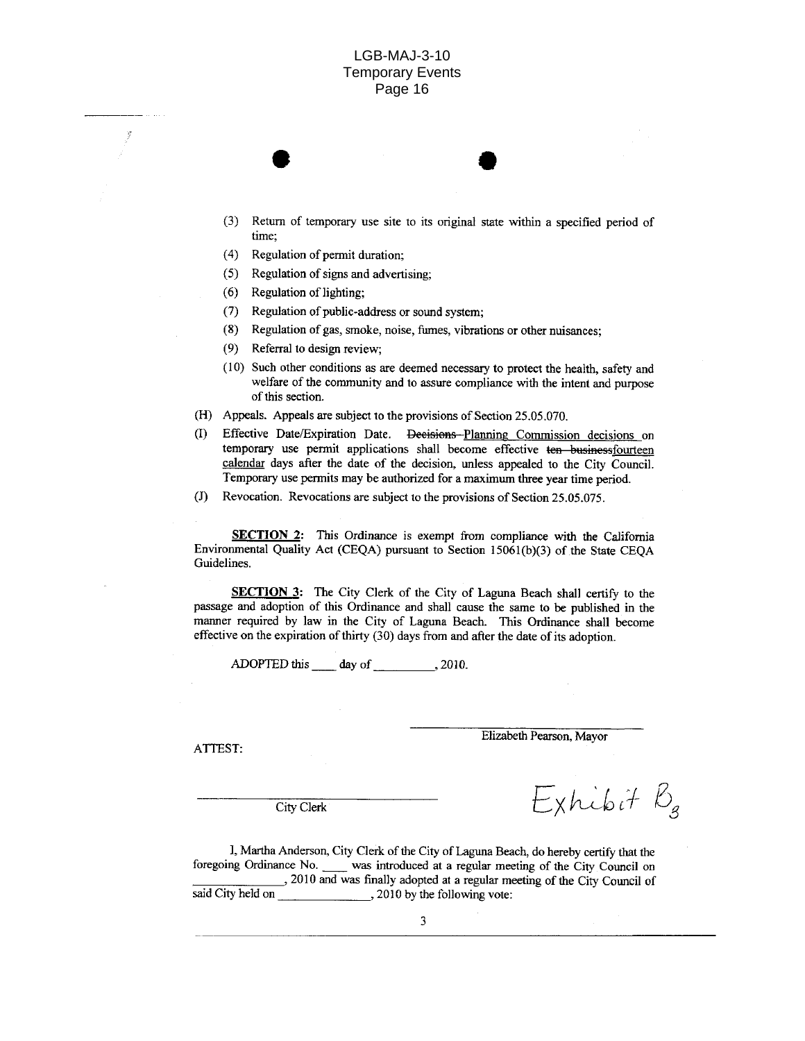(3) Return of temporary use site to its original state within a specified period of time;

(4) Regulation of permit duration;

(5) Regulation of signs and advertising;

(6) Regulation of lighting;

(7) Regulation of public-address or sound system;

(8) Regulation of gas, smoke, noise, fumes, vibrations or other nuisances;

(9) Referral to design review;

(10) Such other conditions as are deemed necessary to protect the health, safety and welfare of the community and to assure compliance with the intent and purpose of this section.

(H) Appeals. Appeals are subject to the provisions of Section 25.05.070.

(I) Effective Date/Expiration Date. ~~Decisions~~ Planning Commission decisions on temporary use permit applications shall become effective ~~ten business~~fourteen calendar days after the date of the decision, unless appealed to the City Council. Temporary use permits may be authorized for a maximum three year time period.

(J) Revocation. Revocations are subject to the provisions of Section 25.05.075.

**SECTION 2:** This Ordinance is exempt from compliance with the California Environmental Quality Act (CEQA) pursuant to Section 15061(b)(3) of the State CEQA Guidelines.

**SECTION 3:** The City Clerk of the City of Laguna Beach shall certify to the passage and adoption of this Ordinance and shall cause the same to be published in the manner required by law in the City of Laguna Beach. This Ordinance shall become effective on the expiration of thirty (30) days from and after the date of its adoption.

ADOPTED this ____ day of _________, 2010.

_______________________________
Elizabeth Pearson, Mayor

ATTEST:

_______________________________
City Clerk

Exhibit B3

I, Martha Anderson, City Clerk of the City of Laguna Beach, do hereby certify that the foregoing Ordinance No. ____ was introduced at a regular meeting of the City Council on ______________, 2010 and was finally adopted at a regular meeting of the City Council of said City held on ______________, 2010 by the following vote: